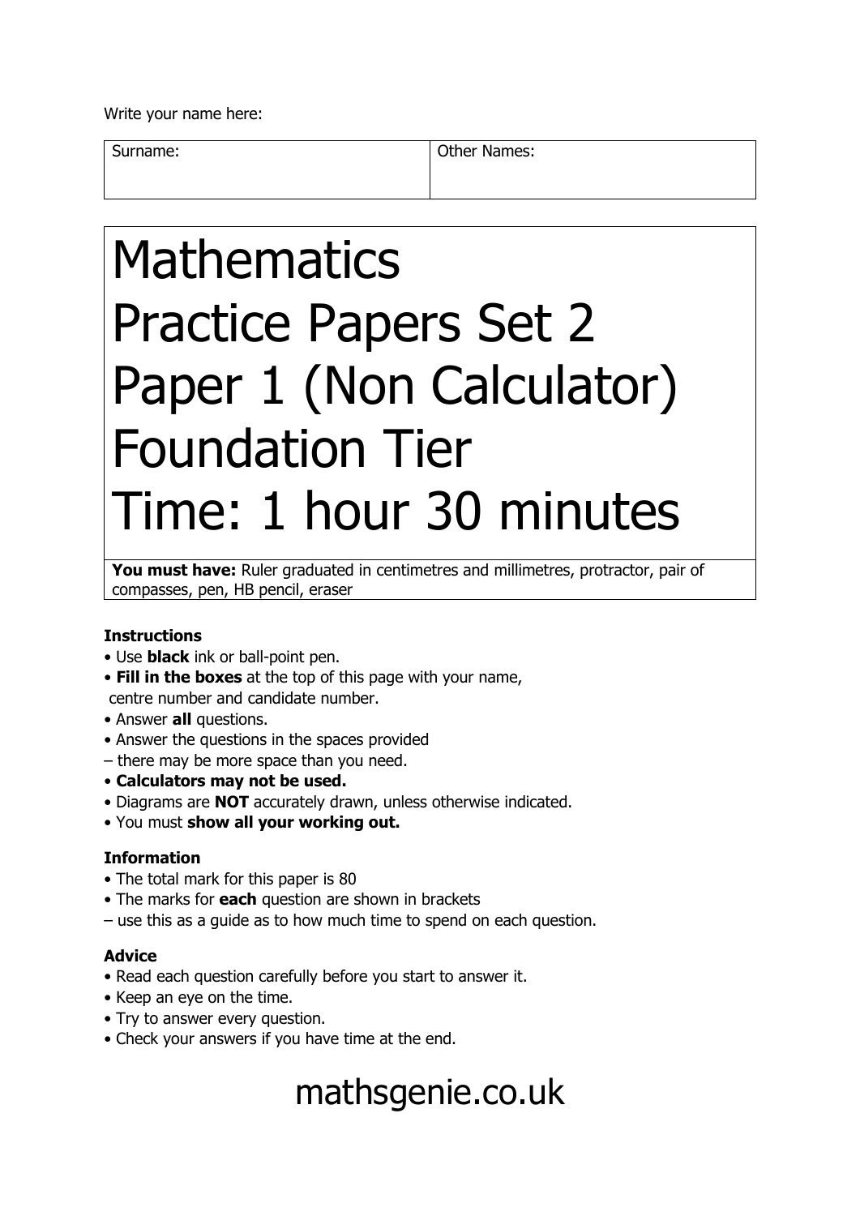Write your name here:

| Surname: | Other Names: |
| --- | --- |
| | |

# Mathematics
# Practice Papers Set 2
# Paper 1 (Non Calculator)
# Foundation Tier
# Time: 1 hour 30 minutes

**You must have:** Ruler graduated in centimetres and millimetres, protractor, pair of compasses, pen, HB pencil, eraser

### Instructions

- Use **black** ink or ball-point pen.
- **Fill in the boxes** at the top of this page with your name, centre number and candidate number.
- Answer **all** questions.
- Answer the questions in the spaces provided – there may be more space than you need.
- **Calculators may not be used.**
- Diagrams are **NOT** accurately drawn, unless otherwise indicated.
- You must **show all your working out.**

### Information

- The total mark for this paper is 80
- The marks for **each** question are shown in brackets – use this as a guide as to how much time to spend on each question.

### Advice

- Read each question carefully before you start to answer it.
- Keep an eye on the time.
- Try to answer every question.
- Check your answers if you have time at the end.

mathsgenie.co.uk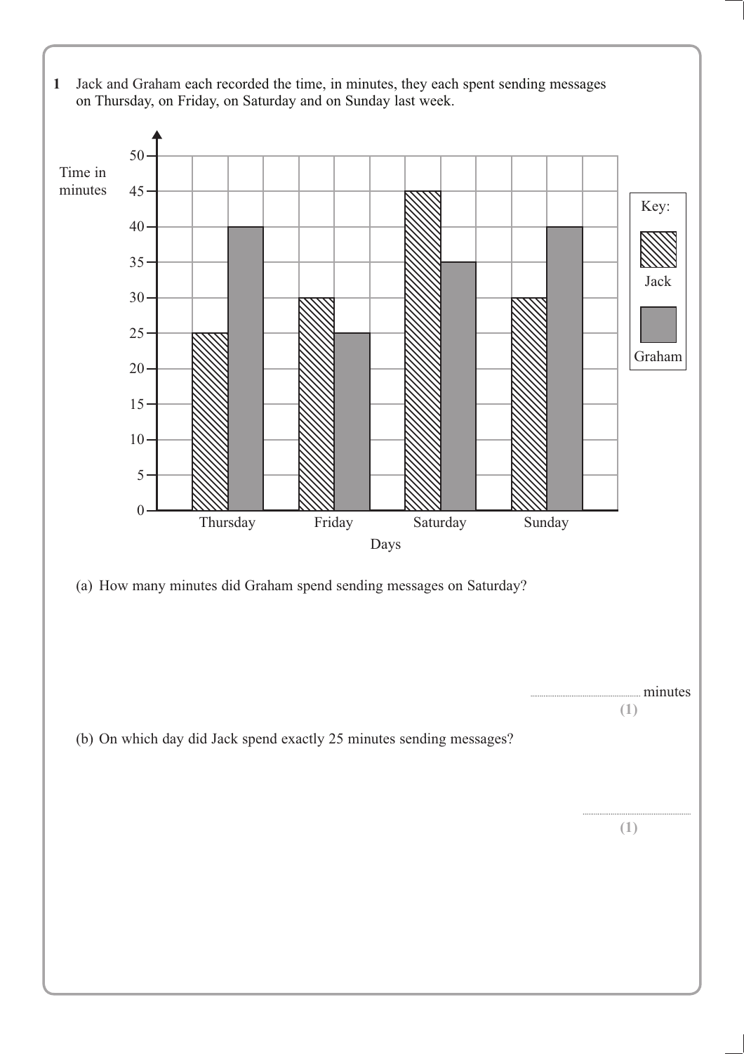**1** Jack and Graham each recorded the time, in minutes, they each spent sending messages on Thursday, on Friday, on Saturday and on Sunday last week.

(a) How many minutes did Graham spend sending messages on Saturday?

.................................... minutes
**(1)**

(b) On which day did Jack spend exactly 25 minutes sending messages?

....................................
**(1)**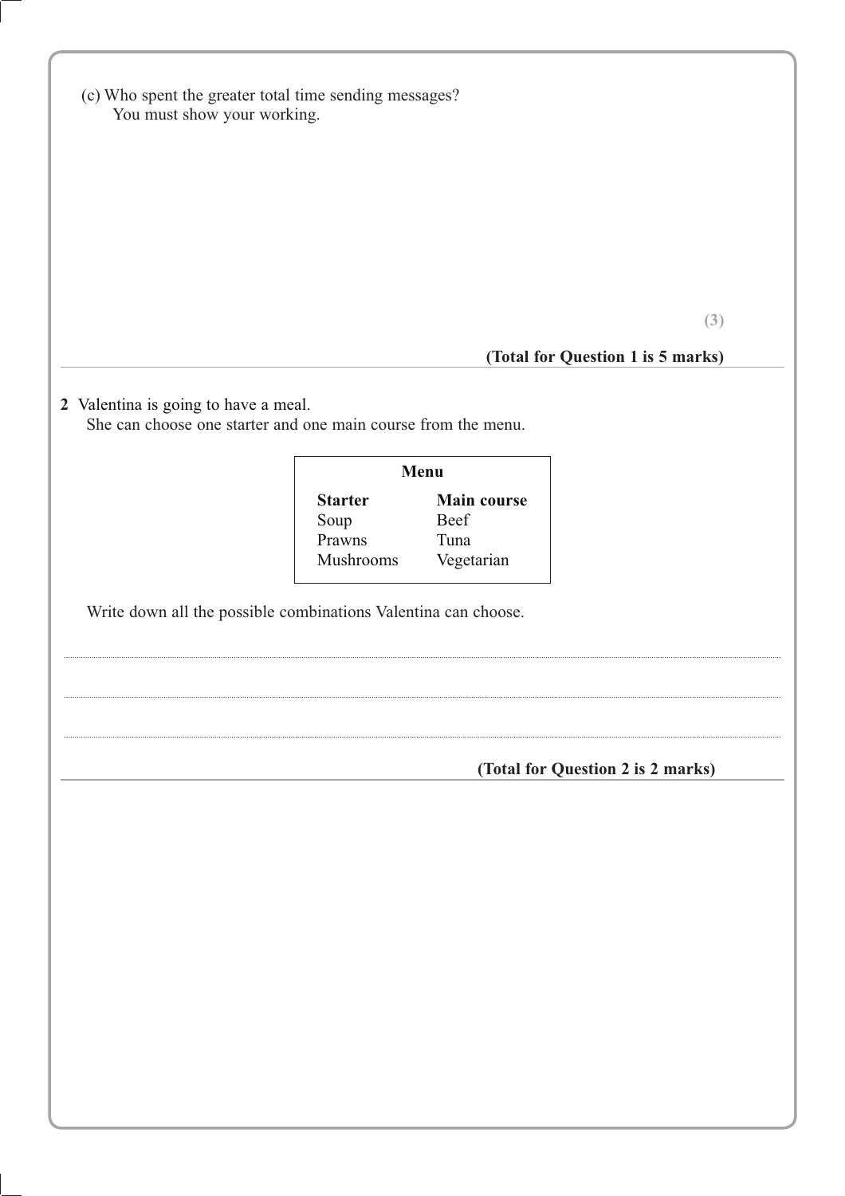(c) Who spent the greater total time sending messages?
You must show your working.

**(3)**

**(Total for Question 1 is 5 marks)**

---

**2** Valentina is going to have a meal.
She can choose one starter and one main course from the menu.

| **Menu** | |
|---|---|
| **Starter** | **Main course** |
| Soup | Beef |
| Prawns | Tuna |
| Mushrooms | Vegetarian |

Write down all the possible combinations Valentina can choose.

..........................................................................................................................................

..........................................................................................................................................

..........................................................................................................................................

**(Total for Question 2 is 2 marks)**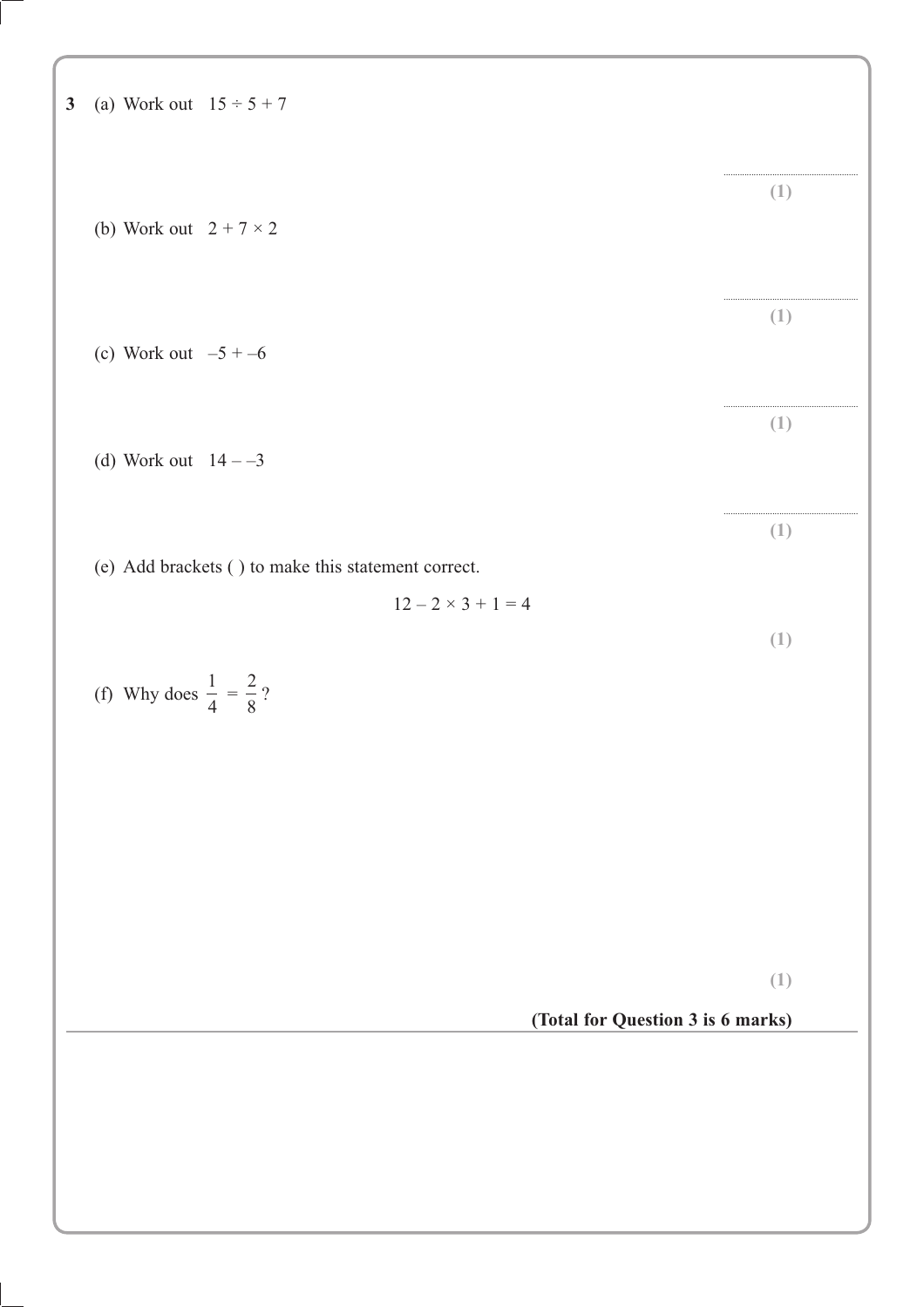**3** (a) Work out $15 \div 5 + 7$

..............................

**(1)**

(b) Work out $2 + 7 \times 2$

..............................

**(1)**

(c) Work out $-5 + -6$

..............................

**(1)**

(d) Work out $14 - -3$

..............................

**(1)**

(e) Add brackets ( ) to make this statement correct.

$$12 - 2 \times 3 + 1 = 4$$

**(1)**

(f) Why does $\frac{1}{4} = \frac{2}{8}$?

**(1)**

**(Total for Question 3 is 6 marks)**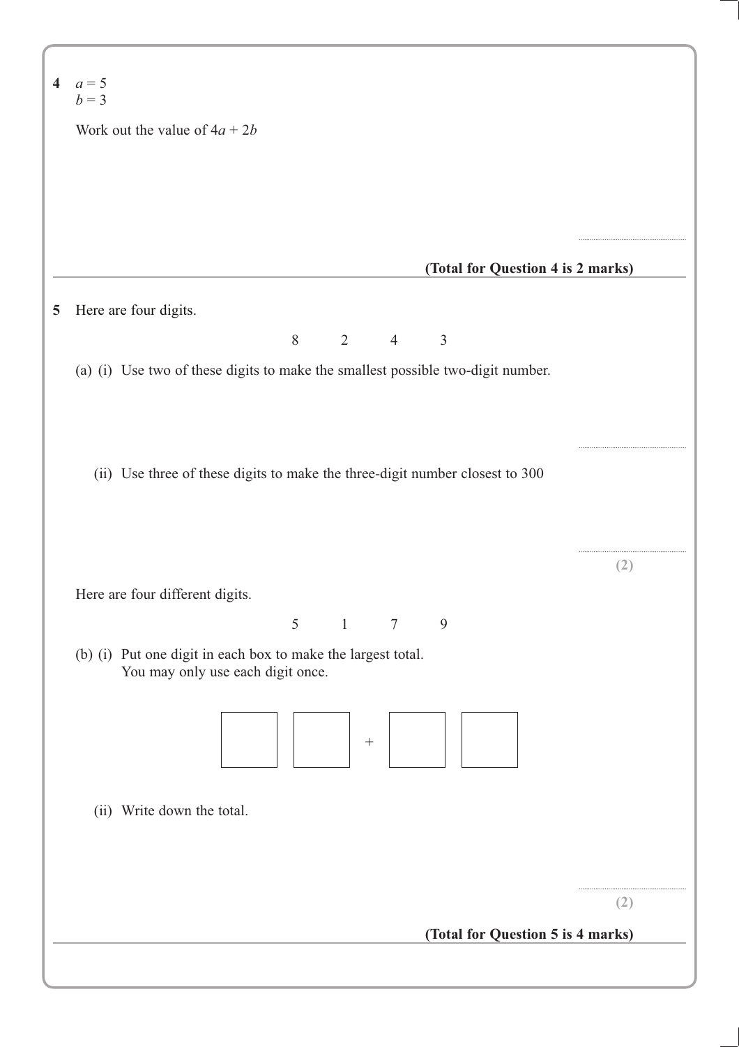**4** $a = 5$
$b = 3$

Work out the value of $4a + 2b$

..........................................

**(Total for Question 4 is 2 marks)**

---

**5** Here are four digits.

8  2  4  3

(a) (i) Use two of these digits to make the smallest possible two-digit number.

..........................................

(ii) Use three of these digits to make the three-digit number closest to 300

..........................................

**(2)**

Here are four different digits.

5  1  7  9

(b) (i) Put one digit in each box to make the largest total.
You may only use each digit once.

| ☐ | ☐ | + | ☐ | ☐ |
|---|---|---|---|---|

(ii) Write down the total.

..........................................

**(2)**

**(Total for Question 5 is 4 marks)**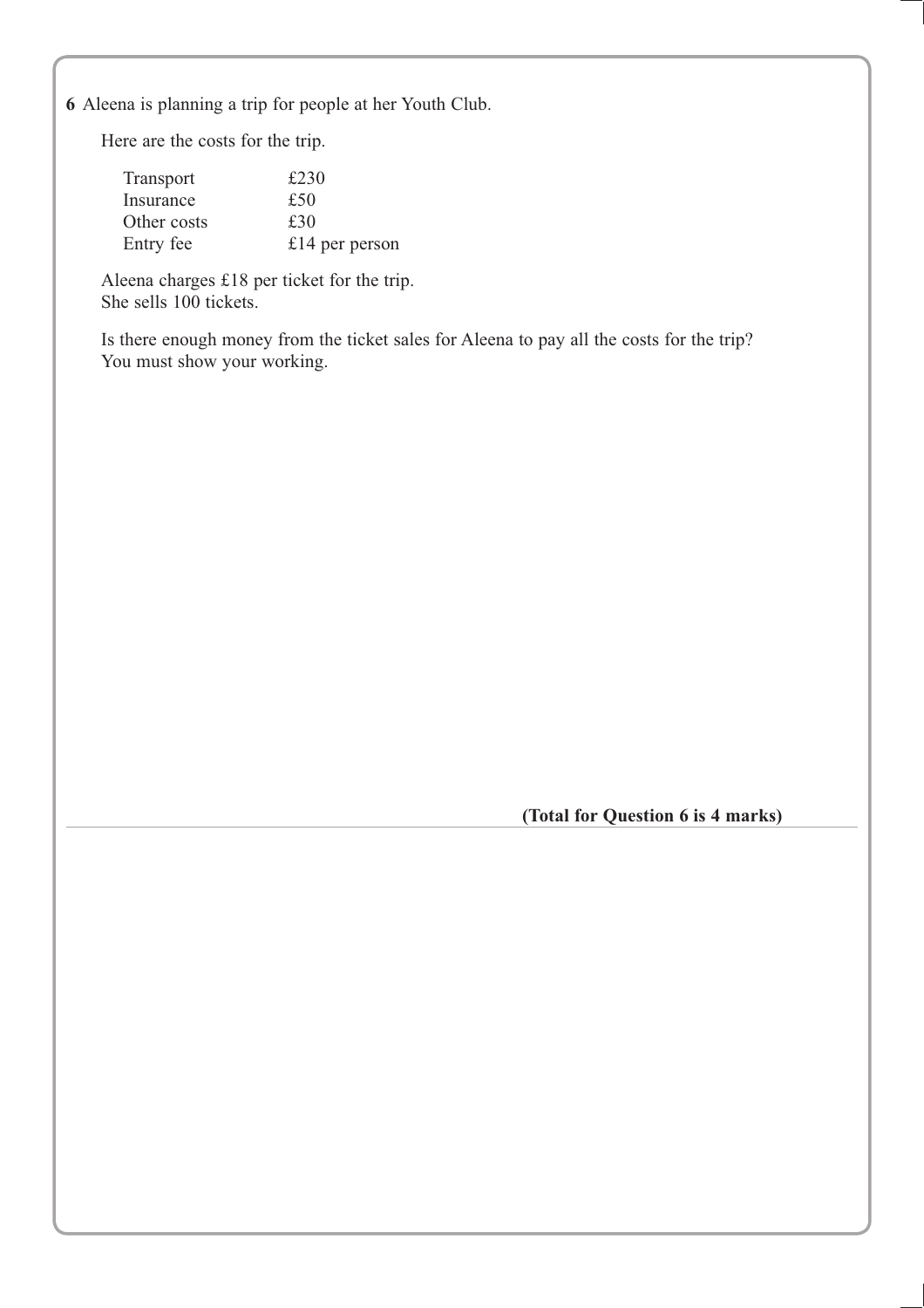**6** Aleena is planning a trip for people at her Youth Club.

Here are the costs for the trip.

| | |
|---|---|
| Transport | £230 |
| Insurance | £50 |
| Other costs | £30 |
| Entry fee | £14 per person |

Aleena charges £18 per ticket for the trip.
She sells 100 tickets.

Is there enough money from the ticket sales for Aleena to pay all the costs for the trip?
You must show your working.

**(Total for Question 6 is 4 marks)**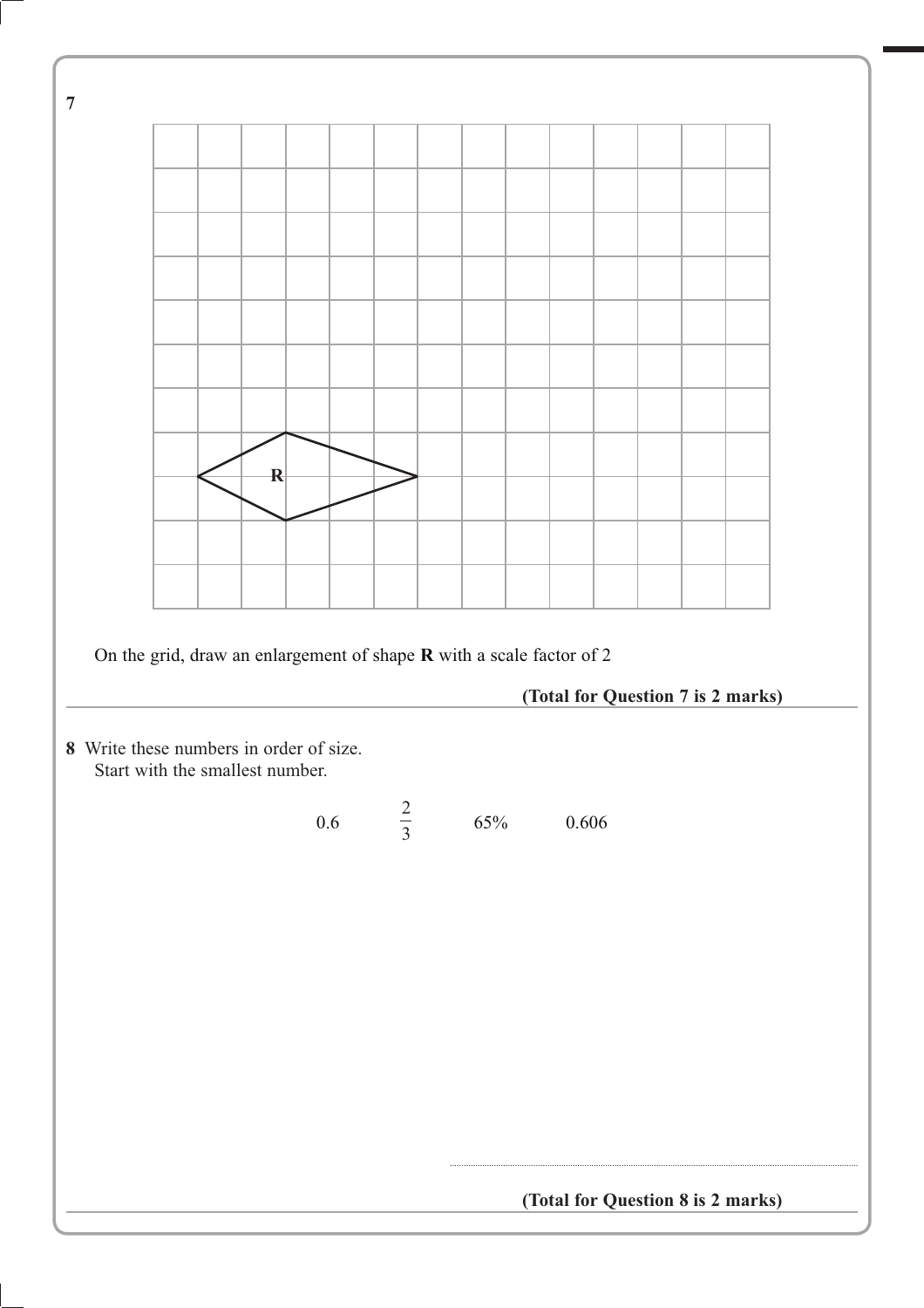**7**

On the grid, draw an enlargement of shape **R** with a scale factor of 2

**(Total for Question 7 is 2 marks)**

---

**8** Write these numbers in order of size.
Start with the smallest number.

0.6 $\frac{2}{3}$ 65% 0.606

..............................................................

**(Total for Question 8 is 2 marks)**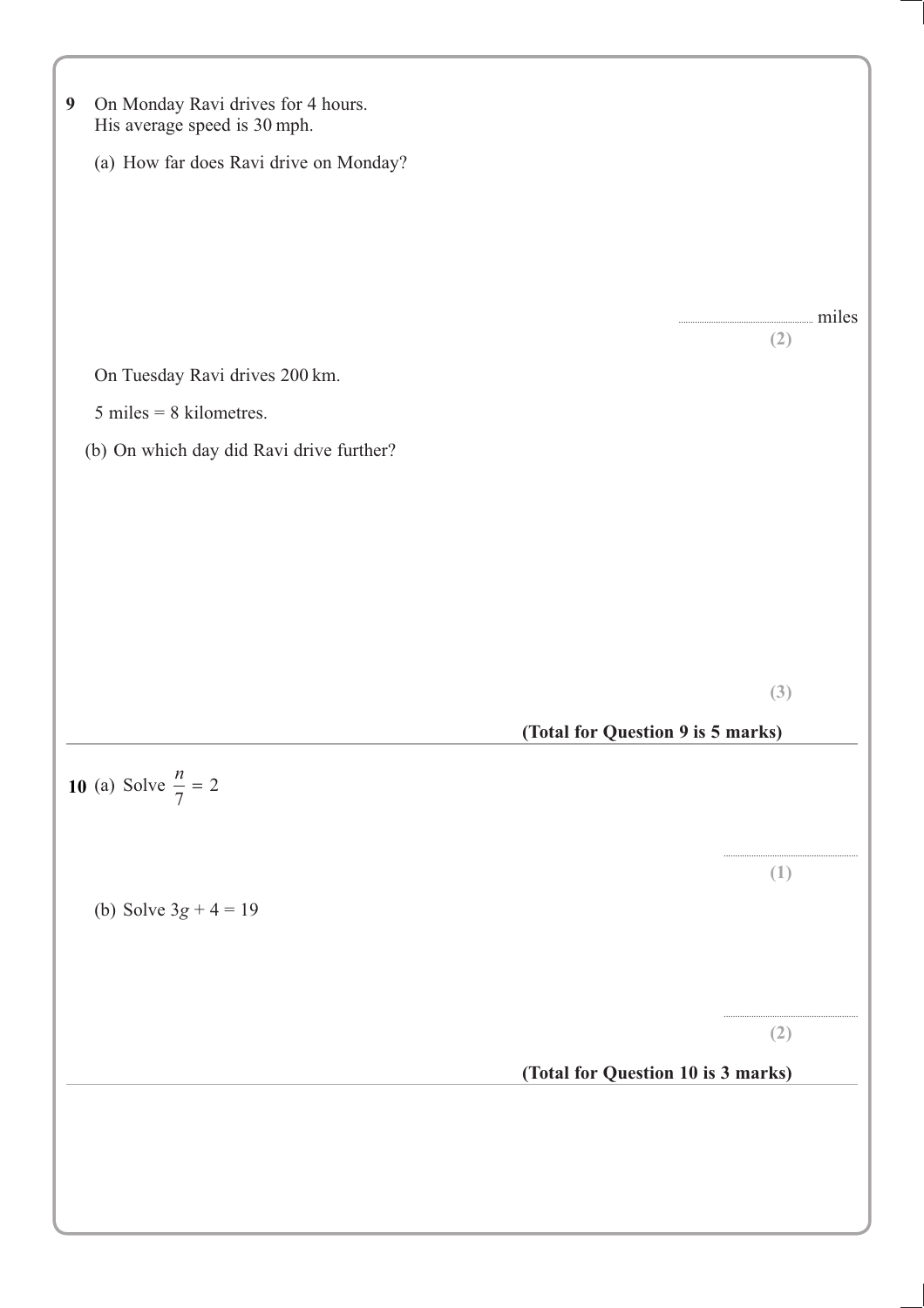**9** On Monday Ravi drives for 4 hours.
His average speed is 30 mph.

(a) How far does Ravi drive on Monday?

.......................................... miles

**(2)**

On Tuesday Ravi drives 200 km.

5 miles = 8 kilometres.

(b) On which day did Ravi drive further?

**(3)**

**(Total for Question 9 is 5 marks)**

---

**10** (a) Solve $\frac{n}{7} = 2$

..........................................

**(1)**

(b) Solve $3g + 4 = 19$

..........................................

**(2)**

**(Total for Question 10 is 3 marks)**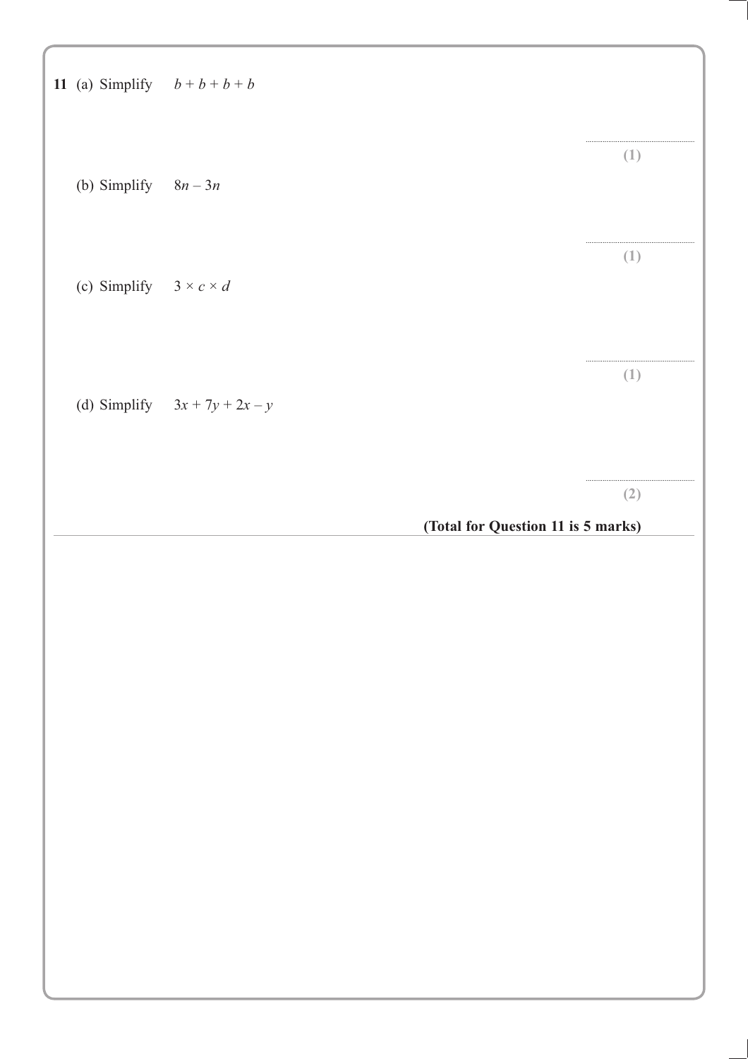**11** (a) Simplify $b + b + b + b$

..........................

**(1)**

(b) Simplify $8n - 3n$

..........................

**(1)**

(c) Simplify $3 \times c \times d$

..........................

**(1)**

(d) Simplify $3x + 7y + 2x - y$

..........................

**(2)**

**(Total for Question 11 is 5 marks)**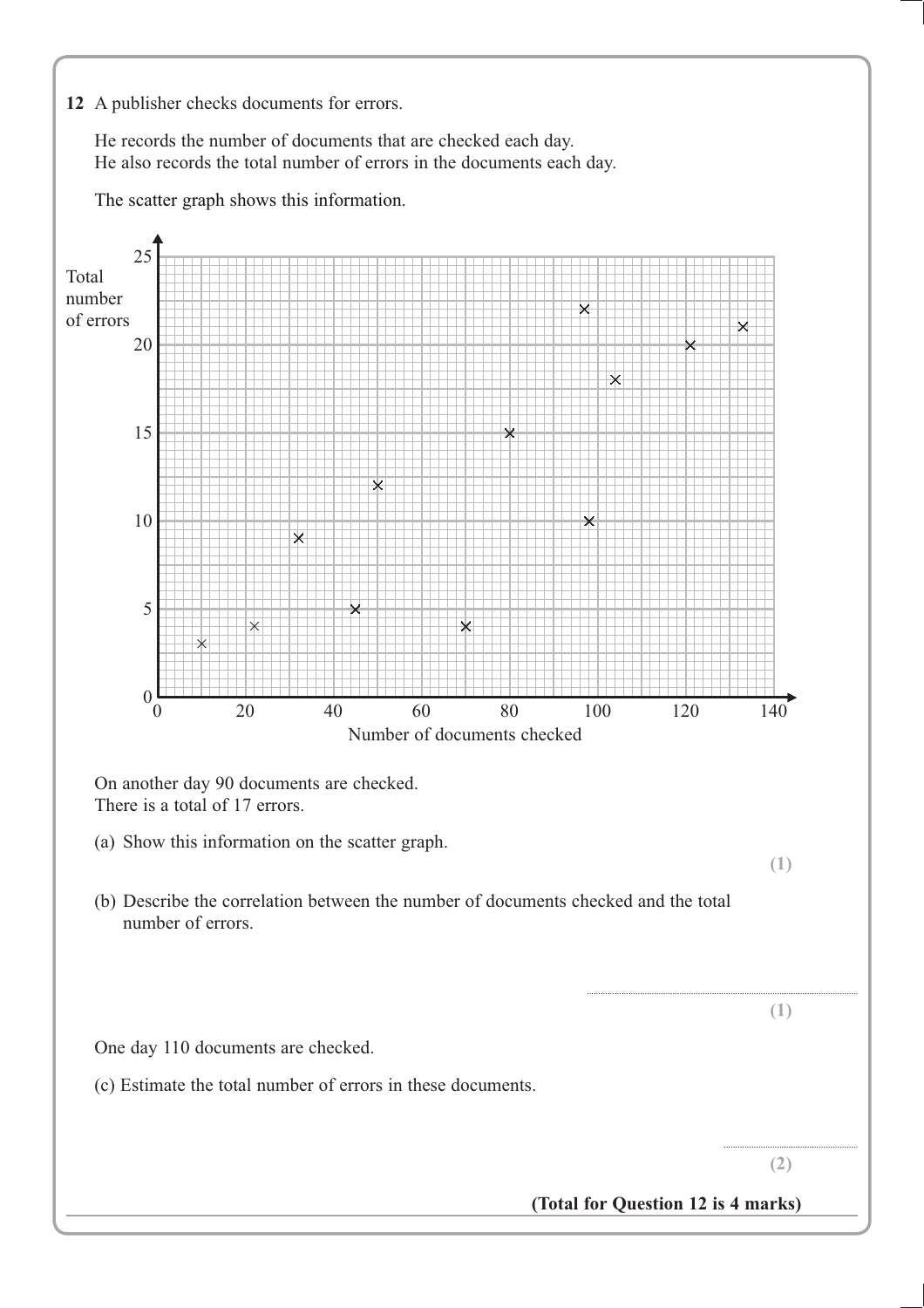**12** A publisher checks documents for errors.

He records the number of documents that are checked each day.
He also records the total number of errors in the documents each day.

The scatter graph shows this information.

On another day 90 documents are checked.
There is a total of 17 errors.

(a) Show this information on the scatter graph.

**(1)**

(b) Describe the correlation between the number of documents checked and the total number of errors.

..............................................................

**(1)**

One day 110 documents are checked.

(c) Estimate the total number of errors in these documents.

..............................................................

**(2)**

**(Total for Question 12 is 4 marks)**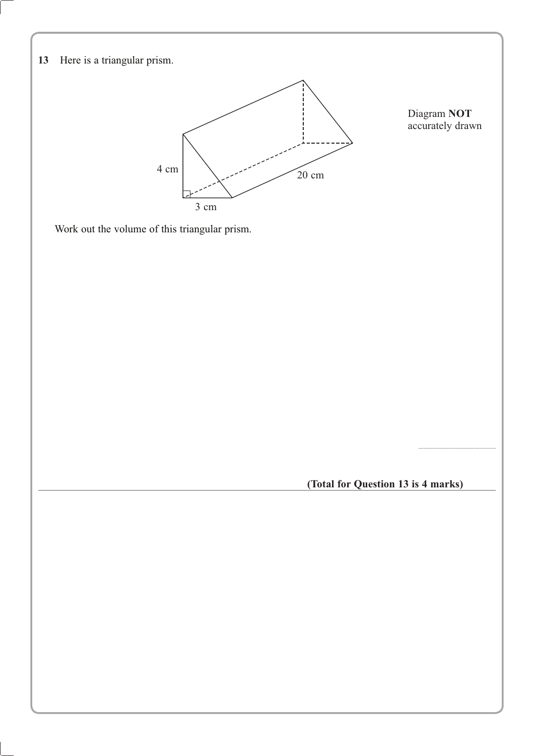**13** Here is a triangular prism.

4 cm

3 cm

20 cm

Diagram **NOT** accurately drawn

Work out the volume of this triangular prism.

..............................................

**(Total for Question 13 is 4 marks)**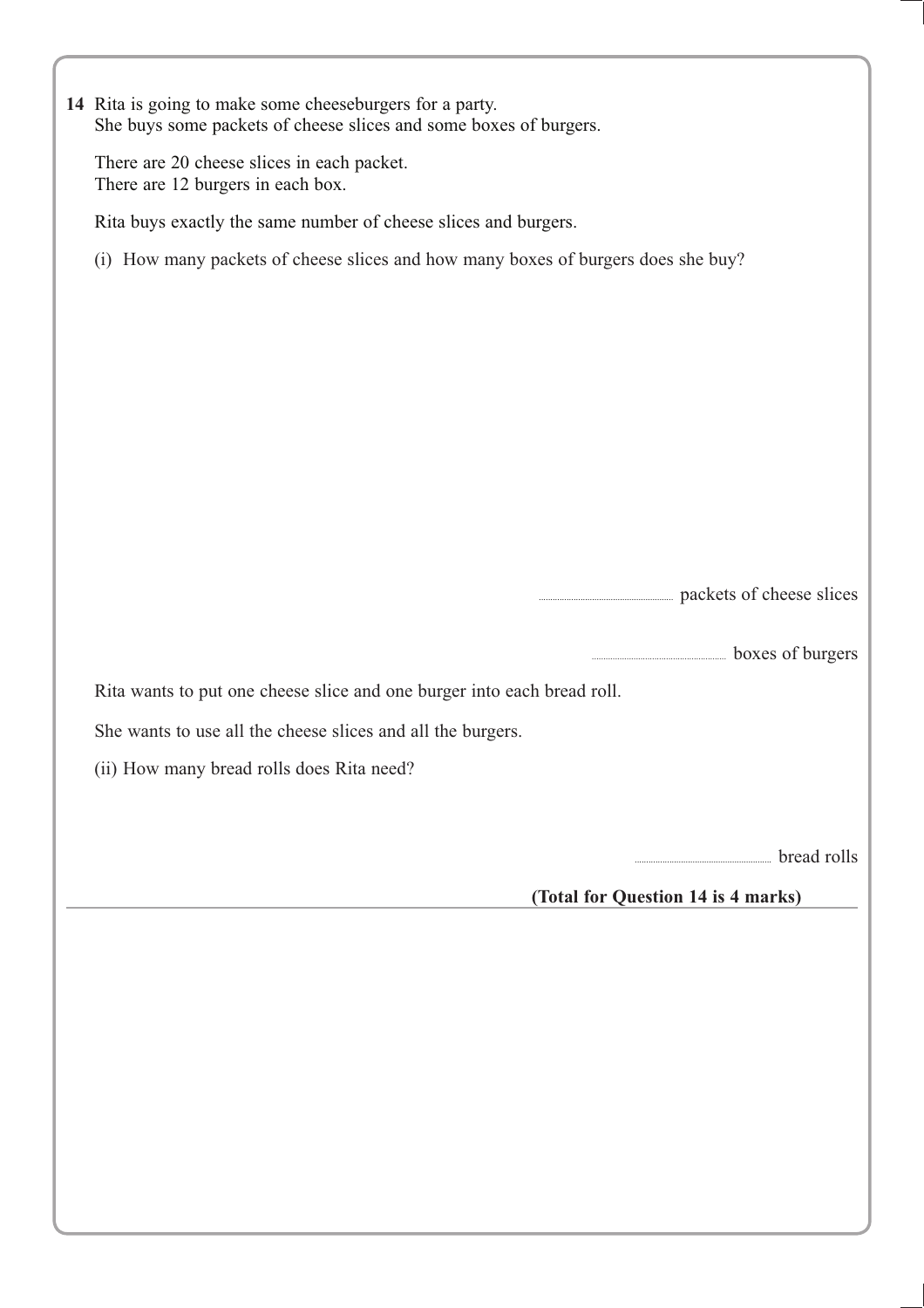**14** Rita is going to make some cheeseburgers for a party.
She buys some packets of cheese slices and some boxes of burgers.

There are 20 cheese slices in each packet.
There are 12 burgers in each box.

Rita buys exactly the same number of cheese slices and burgers.

(i) How many packets of cheese slices and how many boxes of burgers does she buy?

.......................... packets of cheese slices

.......................... boxes of burgers

Rita wants to put one cheese slice and one burger into each bread roll.

She wants to use all the cheese slices and all the burgers.

(ii) How many bread rolls does Rita need?

.......................... bread rolls

**(Total for Question 14 is 4 marks)**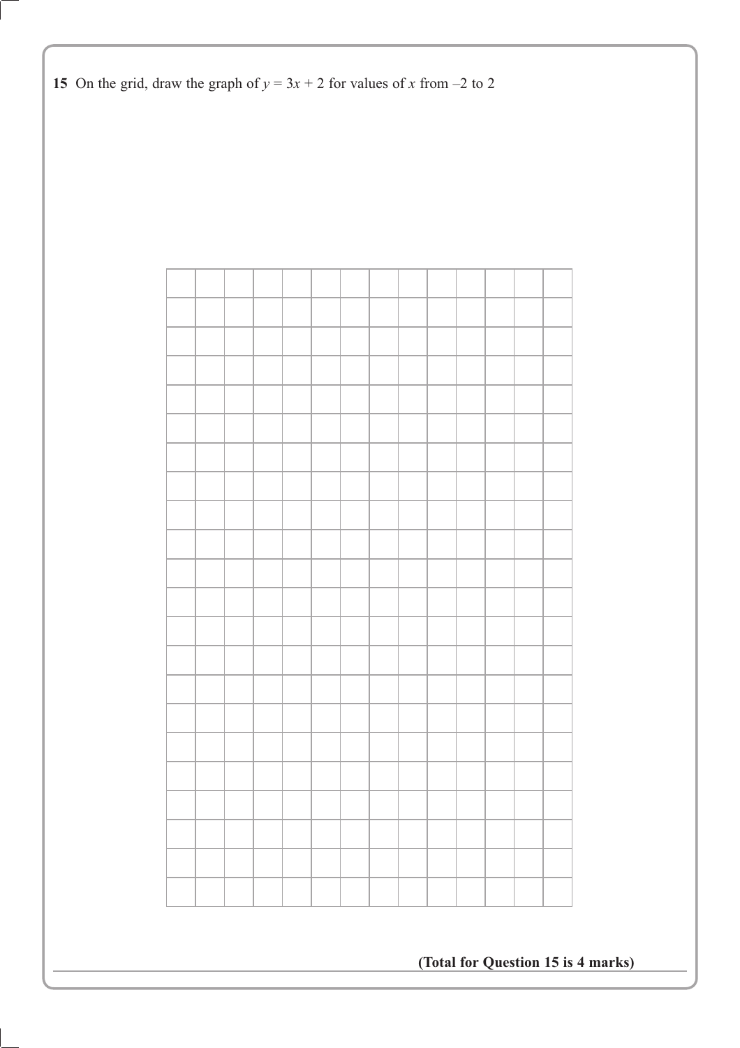**15** On the grid, draw the graph of $y = 3x + 2$ for values of $x$ from $-2$ to 2

**(Total for Question 15 is 4 marks)**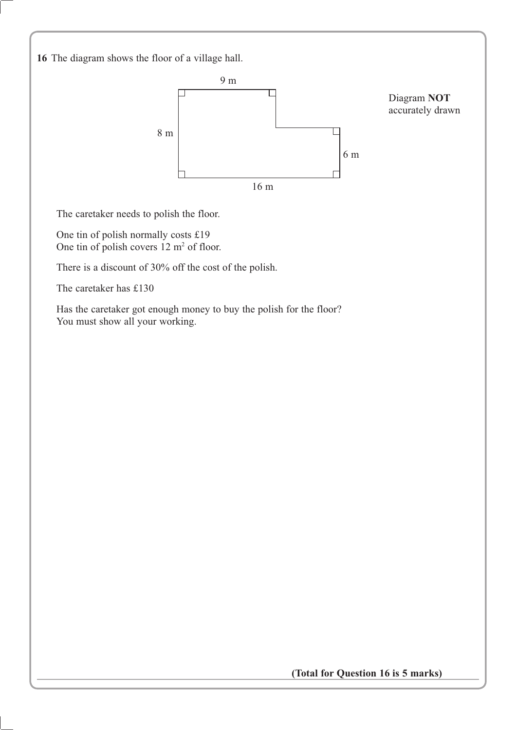**16** The diagram shows the floor of a village hall.

9 m

8 m

6 m

16 m

Diagram **NOT** accurately drawn

The caretaker needs to polish the floor.

One tin of polish normally costs £19
One tin of polish covers 12 $m^2$ of floor.

There is a discount of 30% off the cost of the polish.

The caretaker has £130

Has the caretaker got enough money to buy the polish for the floor?
You must show all your working.

**(Total for Question 16 is 5 marks)**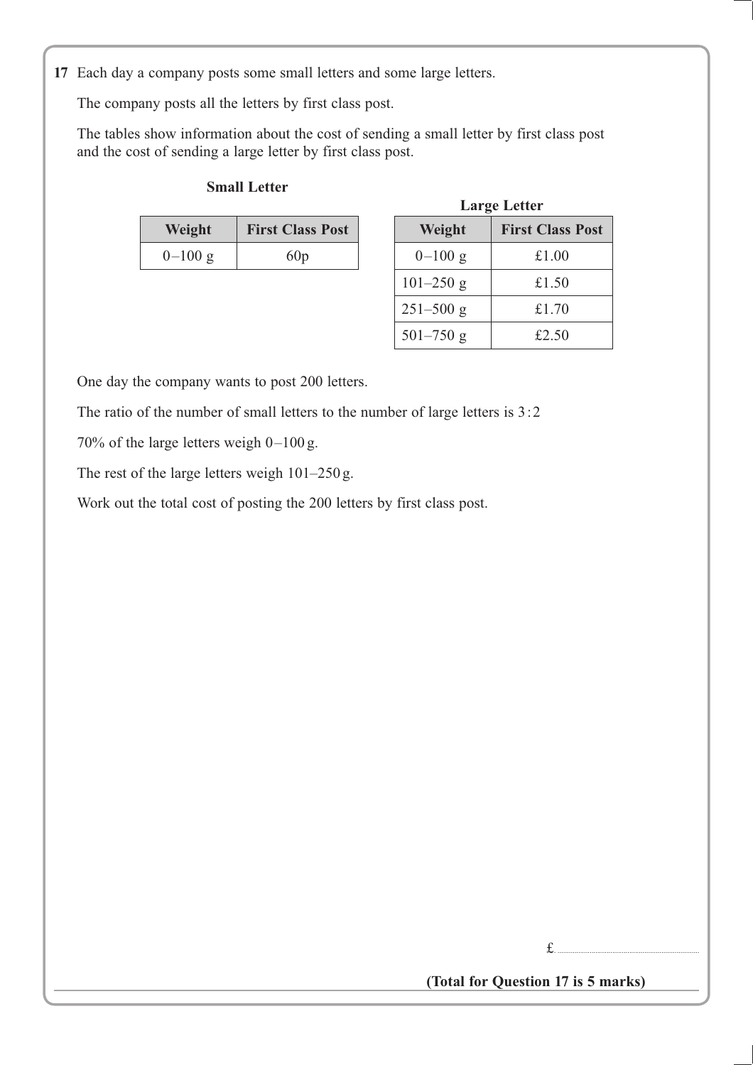**17** Each day a company posts some small letters and some large letters.

The company posts all the letters by first class post.

The tables show information about the cost of sending a small letter by first class post and the cost of sending a large letter by first class post.

**Small Letter**

| Weight | First Class Post |
|---|---|
| 0–100 g | 60p |

**Large Letter**

| Weight | First Class Post |
|---|---|
| 0–100 g | £1.00 |
| 101–250 g | £1.50 |
| 251–500 g | £1.70 |
| 501–750 g | £2.50 |

One day the company wants to post 200 letters.

The ratio of the number of small letters to the number of large letters is 3 : 2

70% of the large letters weigh 0–100 g.

The rest of the large letters weigh 101–250 g.

Work out the total cost of posting the 200 letters by first class post.

£..............................

**(Total for Question 17 is 5 marks)**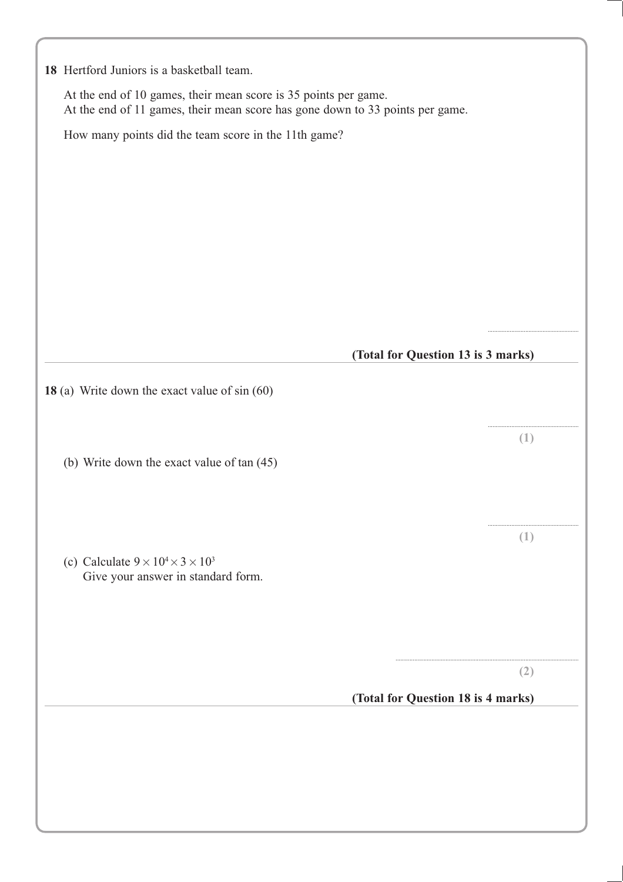**18** Hertford Juniors is a basketball team.

At the end of 10 games, their mean score is 35 points per game.
At the end of 11 games, their mean score has gone down to 33 points per game.

How many points did the team score in the 11th game?

..............................

**(Total for Question 13 is 3 marks)**

---

**18** (a) Write down the exact value of sin (60)

..............................

**(1)**

(b) Write down the exact value of tan (45)

..............................

**(1)**

(c) Calculate $9 \times 10^4 \times 3 \times 10^3$
Give your answer in standard form.

..............................

**(2)**

**(Total for Question 18 is 4 marks)**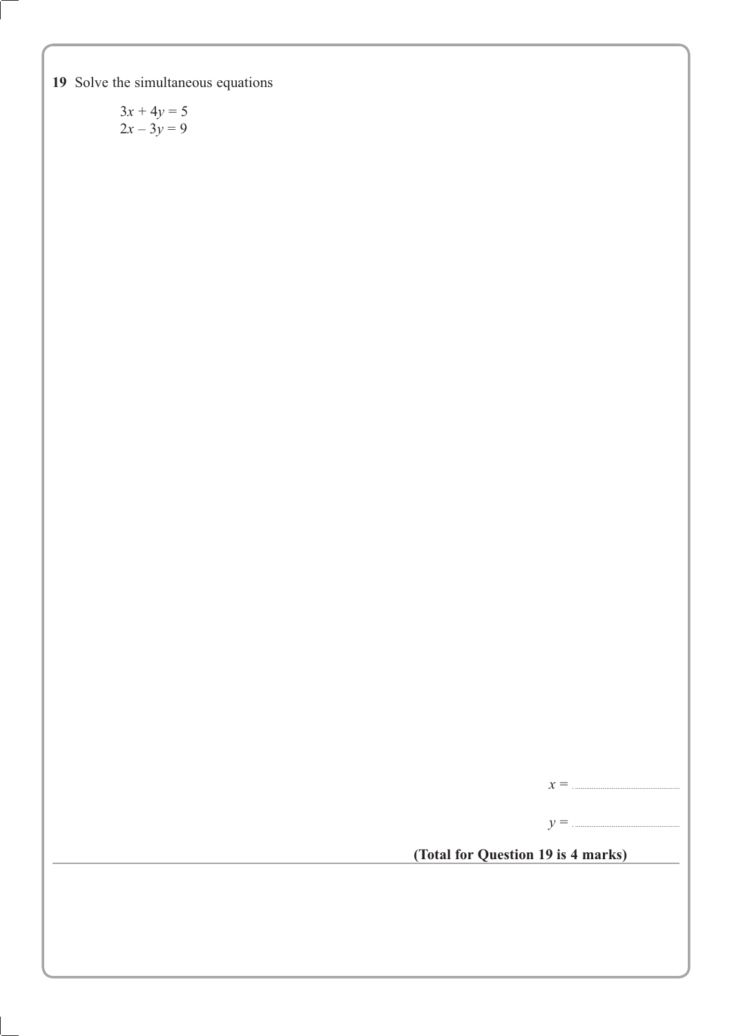**19** Solve the simultaneous equations

$$3x + 4y = 5$$
$$2x - 3y = 9$$

$x =$ ..........................

$y =$ ..........................

**(Total for Question 19 is 4 marks)**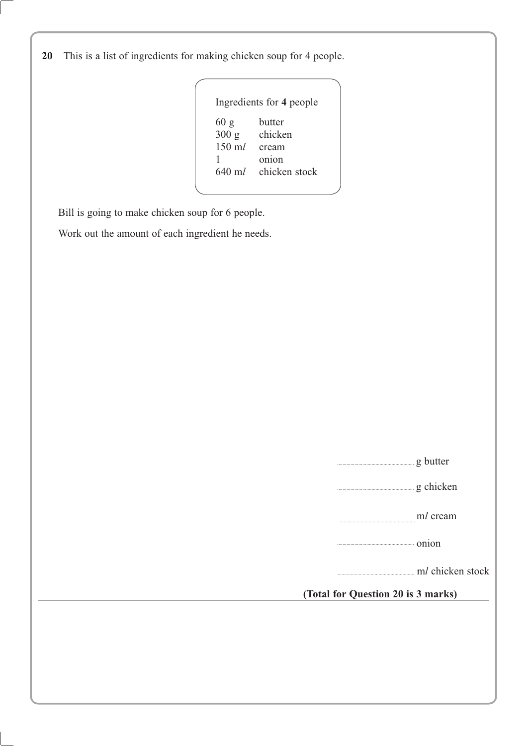**20** This is a list of ingredients for making chicken soup for 4 people.

| Ingredients for **4** people | |
|---|---|
| 60 g | butter |
| 300 g | chicken |
| 150 m*l* | cream |
| 1 | onion |
| 640 m*l* | chicken stock |

Bill is going to make chicken soup for 6 people.

Work out the amount of each ingredient he needs.

.................................... g butter

.................................... g chicken

.................................... m*l* cream

.................................... onion

.................................... m*l* chicken stock

**(Total for Question 20 is 3 marks)**